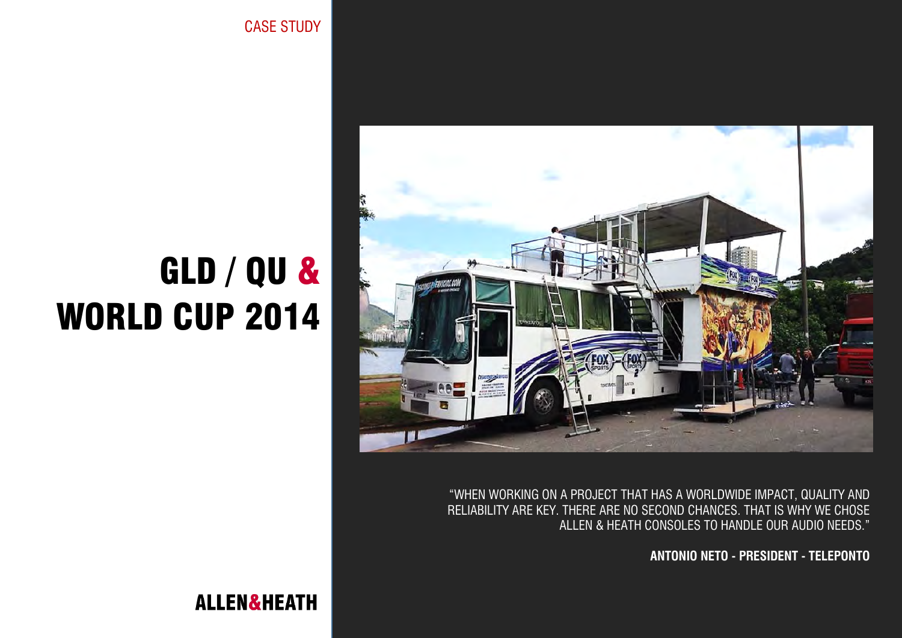CASE STUDY

# GLD / QU & WORLD CUP 2014

"WHEN WORKING ON A PROJECT THAT HAS A WORLDWIDE IMPACT, QUALITY AND RELIABILITY ARE KEY. THERE ARE NO SECOND CHANCES. THAT IS WHY WE CHOSE ALLEN & HEATH CONSOLES TO HANDLE OUR AUDIO NEEDS."

**ANTONIO NETO - PRESIDENT - TELEPONTO**

ALLEN&HEATH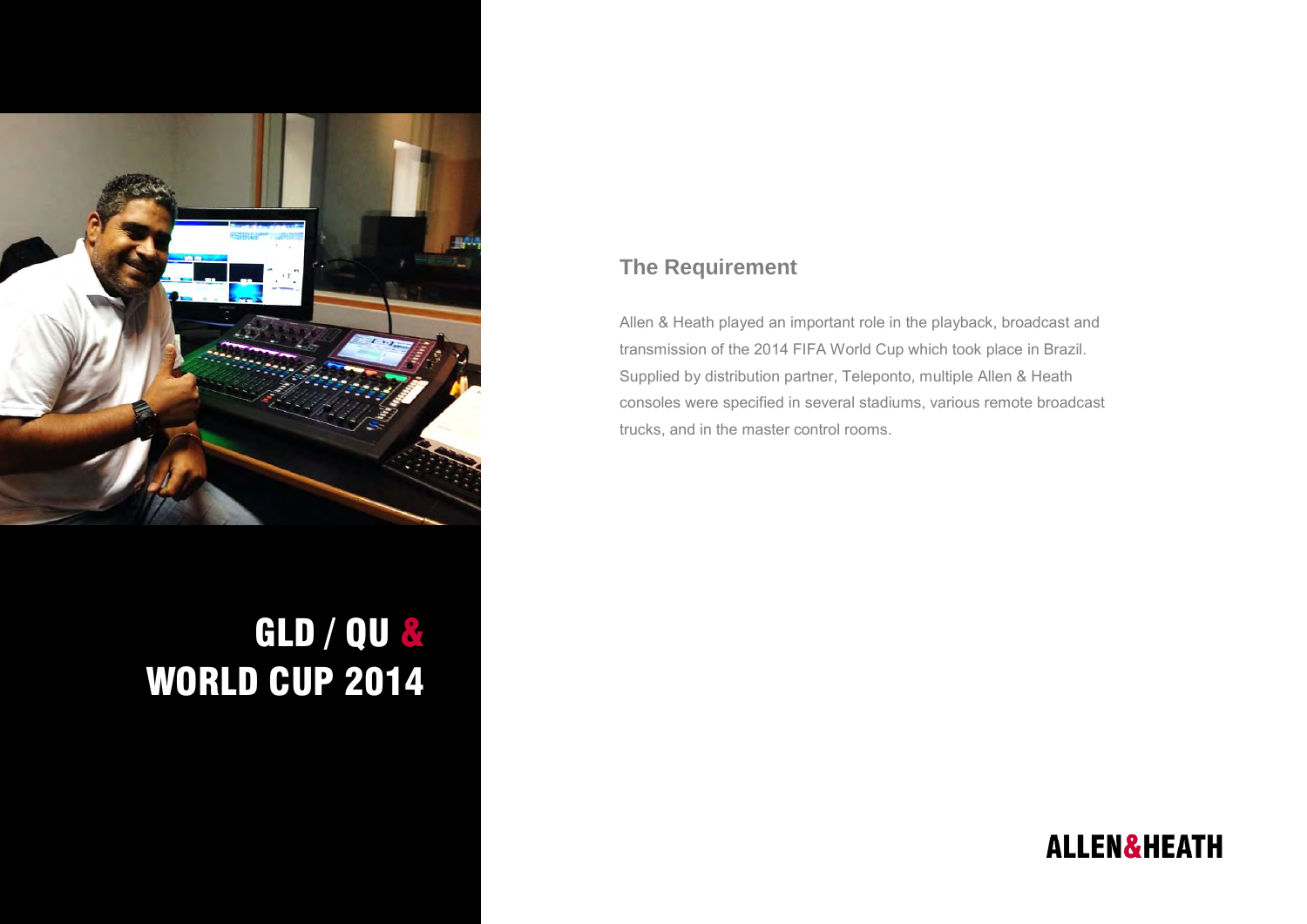# GLD / QU & WORLD CUP 2014

## The Requirement

Allen & Heath played an important role in the playback, broadcast and transmission of the 2014 FIFA World Cup which took place in Brazil. Supplied by distribution partner, Teleponto, multiple Allen & Heath consoles were specified in several stadiums, various remote broadcast trucks, and in the master control rooms.

ALLEN&HEATH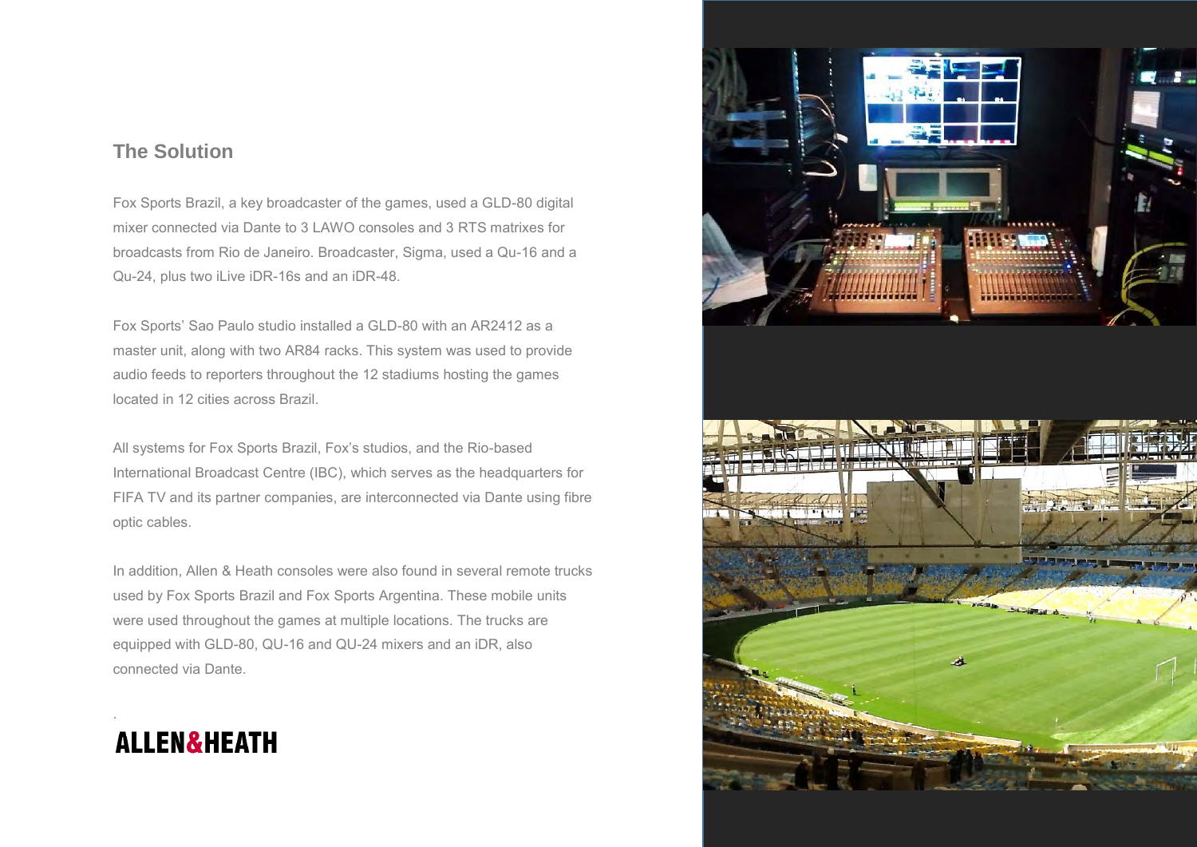## The Solution

Fox Sports Brazil, a key broadcaster of the games, used a GLD-80 digital mixer connected via Dante to 3 LAWO consoles and 3 RTS matrixes for broadcasts from Rio de Janeiro. Broadcaster, Sigma, used a Qu-16 and a Qu-24, plus two iLive iDR-16s and an iDR-48.

Fox Sports' Sao Paulo studio installed a GLD-80 with an AR2412 as a master unit, along with two AR84 racks. This system was used to provide audio feeds to reporters throughout the 12 stadiums hosting the games located in 12 cities across Brazil.

All systems for Fox Sports Brazil, Fox's studios, and the Rio-based International Broadcast Centre (IBC), which serves as the headquarters for FIFA TV and its partner companies, are interconnected via Dante using fibre optic cables.

In addition, Allen & Heath consoles were also found in several remote trucks used by Fox Sports Brazil and Fox Sports Argentina. These mobile units were used throughout the games at multiple locations. The trucks are equipped with GLD-80, QU-16 and QU-24 mixers and an iDR, also connected via Dante.

ALLEN&HEATH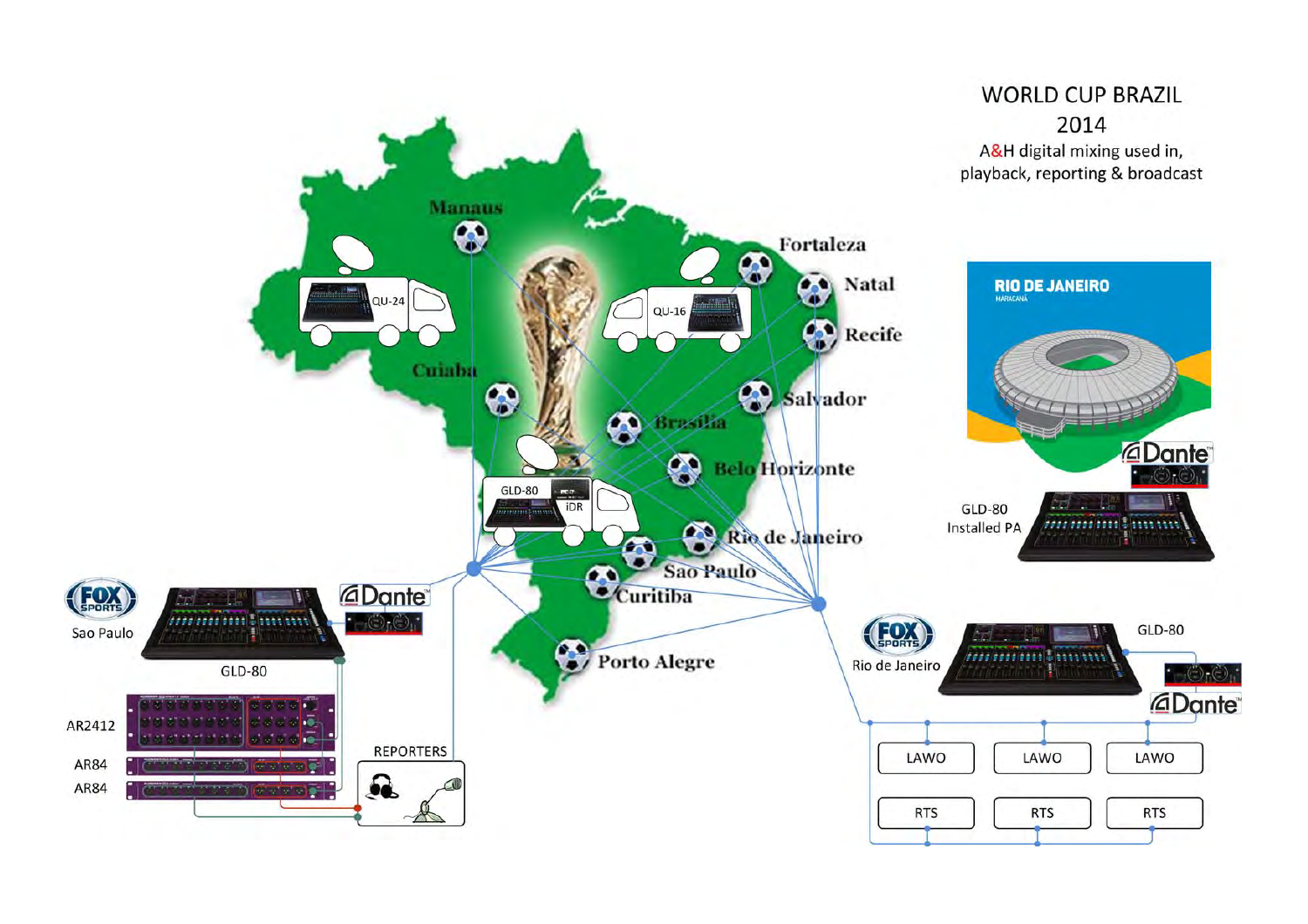# WORLD CUP BRAZIL 2014

A&H digital mixing used in, playback, reporting & broadcast

Manaus

Fortaleza

Natal

Recife

Cuiaba

Salvador

Brasilia

Belo Horizonte

Rio de Janeiro

Sao Paulo

Curitiba

Porto Alegre

QU-24

QU-16

GLD-80

iDR

FOX SPORTS Sao Paulo

GLD-80

Dante

AR2412

AR84

AR84

REPORTERS

RIO DE JANEIRO

MARACANÃ

Dante

GLD-80 Installed PA

FOX SPORTS Rio de Janeiro

GLD-80

Dante

LAWO

LAWO

LAWO

RTS

RTS

RTS